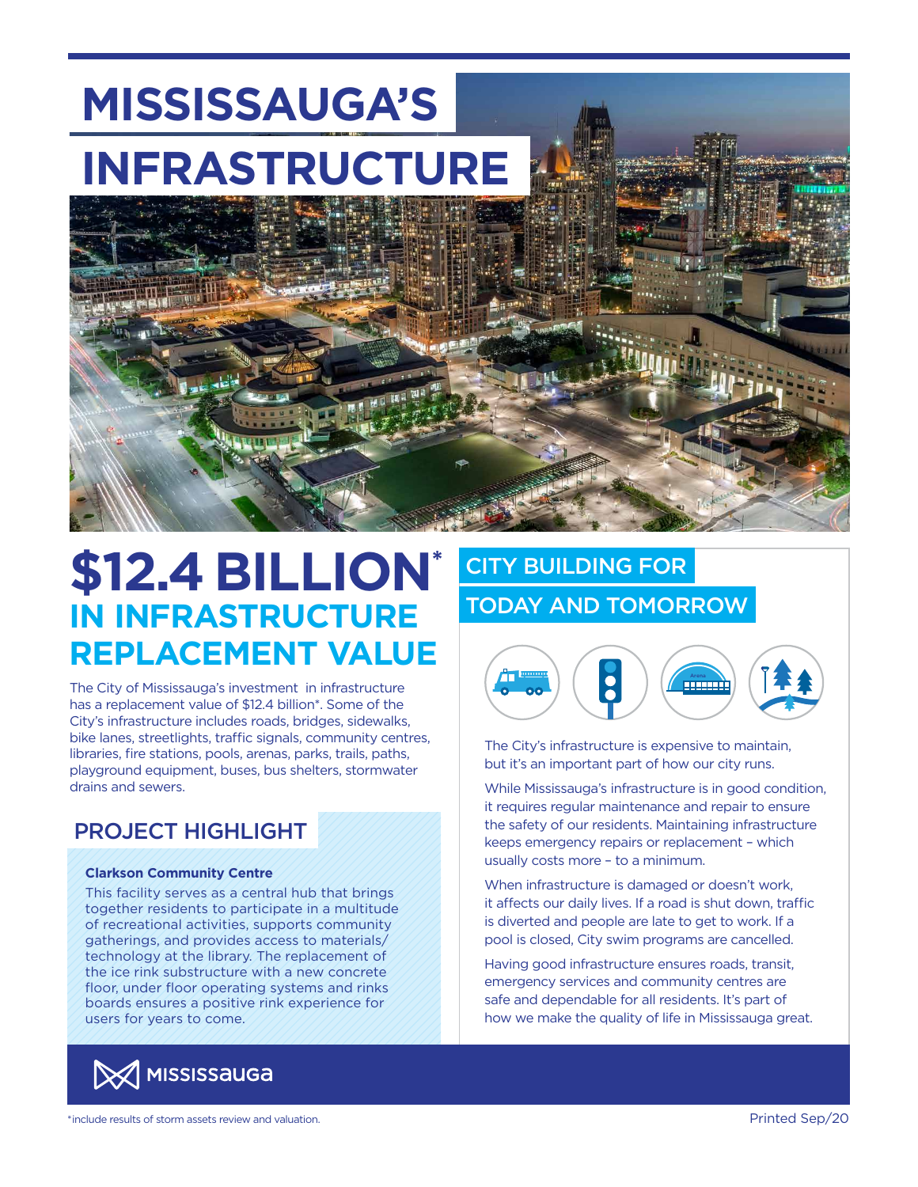# MISSISSAUGA'S INFRASTRUCTURE

## $12.4 BILLION* IN INFRASTRUCTURE REPLACEMENT VALUE

The City of Mississauga's investment in infrastructure has a replacement value of $12.4 billion*. Some of the City's infrastructure includes roads, bridges, sidewalks, bike lanes, streetlights, traffic signals, community centres, libraries, fire stations, pools, arenas, parks, trails, paths, playground equipment, buses, bus shelters, stormwater drains and sewers.

### PROJECT HIGHLIGHT

**Clarkson Community Centre**

This facility serves as a central hub that brings together residents to participate in a multitude of recreational activities, supports community gatherings, and provides access to materials/technology at the library. The replacement of the ice rink substructure with a new concrete floor, under floor operating systems and rinks boards ensures a positive rink experience for users for years to come.

## CITY BUILDING FOR TODAY AND TOMORROW

The City's infrastructure is expensive to maintain, but it's an important part of how our city runs.

While Mississauga's infrastructure is in good condition, it requires regular maintenance and repair to ensure the safety of our residents. Maintaining infrastructure keeps emergency repairs or replacement – which usually costs more – to a minimum.

When infrastructure is damaged or doesn't work, it affects our daily lives. If a road is shut down, traffic is diverted and people are late to get to work. If a pool is closed, City swim programs are cancelled.

Having good infrastructure ensures roads, transit, emergency services and community centres are safe and dependable for all residents. It's part of how we make the quality of life in Mississauga great.

MISSISSAUGA

*include results of storm assets review and valuation.

Printed Sep/20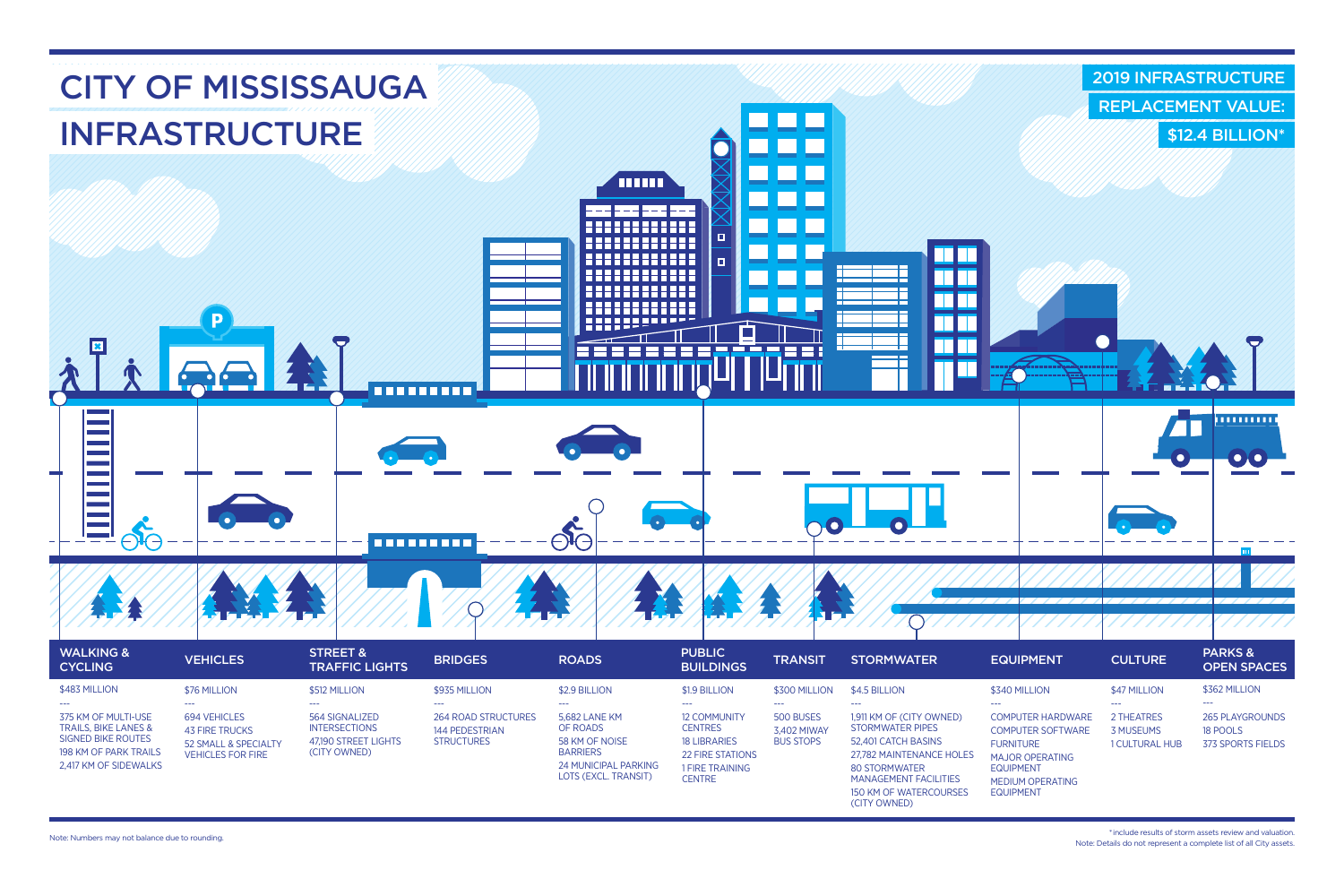# CITY OF MISSISSAUGA INFRASTRUCTURE

## 2019 INFRASTRUCTURE REPLACEMENT VALUE: $12.4 BILLION*

### WALKING & CYCLING

$483 MILLION

---

- 375 KM OF MULTI-USE TRAILS, BIKE LANES & SIGNED BIKE ROUTES
- 198 KM OF PARK TRAILS
- 2,417 KM OF SIDEWALKS

### VEHICLES

$76 MILLION

---

- 694 VEHICLES
- 43 FIRE TRUCKS
- 52 SMALL & SPECIALTY VEHICLES FOR FIRE

### STREET & TRAFFIC LIGHTS

$512 MILLION

---

- 564 SIGNALIZED INTERSECTIONS
- 47,190 STREET LIGHTS (CITY OWNED)

### BRIDGES

$935 MILLION

---

- 264 ROAD STRUCTURES
- 144 PEDESTRIAN STRUCTURES

### ROADS

$2.9 BILLION

---

- 5,682 LANE KM OF ROADS
- 58 KM OF NOISE BARRIERS
- 24 MUNICIPAL PARKING LOTS (EXCL. TRANSIT)

### PUBLIC BUILDINGS

$1.9 BILLION

---

- 12 COMMUNITY CENTRES
- 18 LIBRARIES
- 22 FIRE STATIONS
- 1 FIRE TRAINING CENTRE

### TRANSIT

$300 MILLION

---

- 500 BUSES
- 3,402 MIWAY BUS STOPS

### STORMWATER

$4.5 BILLION

---

- 1,911 KM OF (CITY OWNED) STORMWATER PIPES
- 52,401 CATCH BASINS
- 27,782 MAINTENANCE HOLES
- 80 STORMWATER MANAGEMENT FACILITIES
- 150 KM OF WATERCOURSES (CITY OWNED)

### EQUIPMENT

$340 MILLION

---

- COMPUTER HARDWARE
- COMPUTER SOFTWARE
- FURNITURE
- MAJOR OPERATING EQUIPMENT
- MEDIUM OPERATING EQUIPMENT

### CULTURE

$47 MILLION

---

- 2 THEATRES
- 3 MUSEUMS
- 1 CULTURAL HUB

### PARKS & OPEN SPACES

$362 MILLION

---

- 265 PLAYGROUNDS
- 18 POOLS
- 373 SPORTS FIELDS

Note: Numbers may not balance due to rounding.

*include results of storm assets review and valuation.
Note: Details do not represent a complete list of all City assets.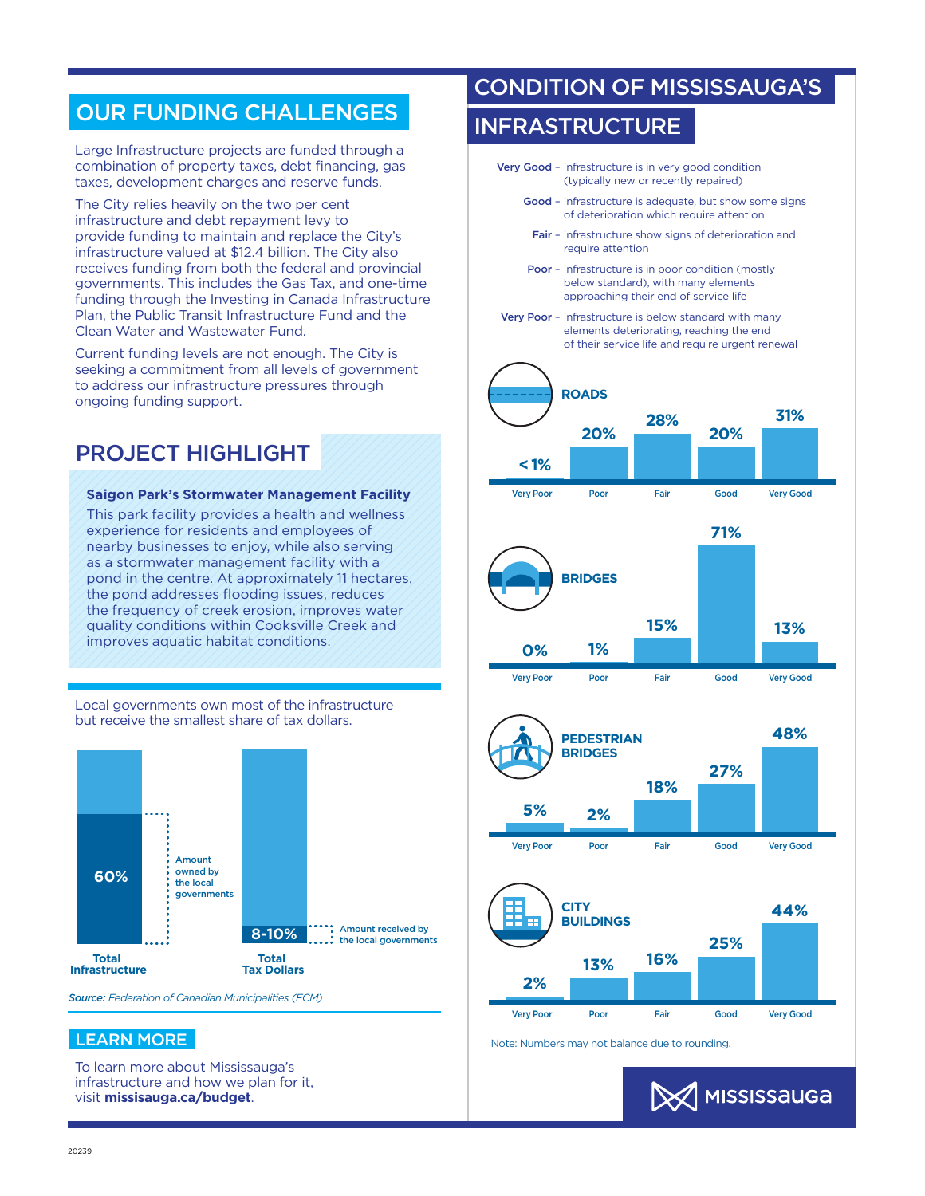## OUR FUNDING CHALLENGES

Large Infrastructure projects are funded through a combination of property taxes, debt financing, gas taxes, development charges and reserve funds.

The City relies heavily on the two per cent infrastructure and debt repayment levy to provide funding to maintain and replace the City's infrastructure valued at $12.4 billion. The City also receives funding from both the federal and provincial governments. This includes the Gas Tax, and one-time funding through the Investing in Canada Infrastructure Plan, the Public Transit Infrastructure Fund and the Clean Water and Wastewater Fund.

Current funding levels are not enough. The City is seeking a commitment from all levels of government to address our infrastructure pressures through ongoing funding support.

## PROJECT HIGHLIGHT

**Saigon Park's Stormwater Management Facility**

This park facility provides a health and wellness experience for residents and employees of nearby businesses to enjoy, while also serving as a stormwater management facility with a pond in the centre. At approximately 11 hectares, the pond addresses flooding issues, reduces the frequency of creek erosion, improves water quality conditions within Cooksville Creek and improves aquatic habitat conditions.

Local governments own most of the infrastructure but receive the smallest share of tax dollars.

60%
Amount owned by the local governments
Total Infrastructure

8-10%
Amount received by the local governments
Total Tax Dollars

*Source: Federation of Canadian Municipalities (FCM)*

## LEARN MORE

To learn more about Mississauga's infrastructure and how we plan for it, visit **missisauga.ca/budget**.

## CONDITION OF MISSISSAUGA'S INFRASTRUCTURE

**Very Good** – infrastructure is in very good condition (typically new or recently repaired)

**Good** – infrastructure is adequate, but show some signs of deterioration which require attention

**Fair** – infrastructure show signs of deterioration and require attention

**Poor** – infrastructure is in poor condition (mostly below standard), with many elements approaching their end of service life

**Very Poor** – infrastructure is below standard with many elements deteriorating, reaching the end of their service life and require urgent renewal

**ROADS**

Very Poor < 1%
Poor 20%
Fair 28%
Good 20%
Very Good 31%

**BRIDGES**

Very Poor 0%
Poor 1%
Fair 15%
Good 71%
Very Good 13%

**PEDESTRIAN BRIDGES**

Very Poor 5%
Poor 2%
Fair 18%
Good 27%
Very Good 48%

**CITY BUILDINGS**

Very Poor 2%
Poor 13%
Fair 16%
Good 25%
Very Good 44%

Note: Numbers may not balance due to rounding.

MISSISSauGa

20239